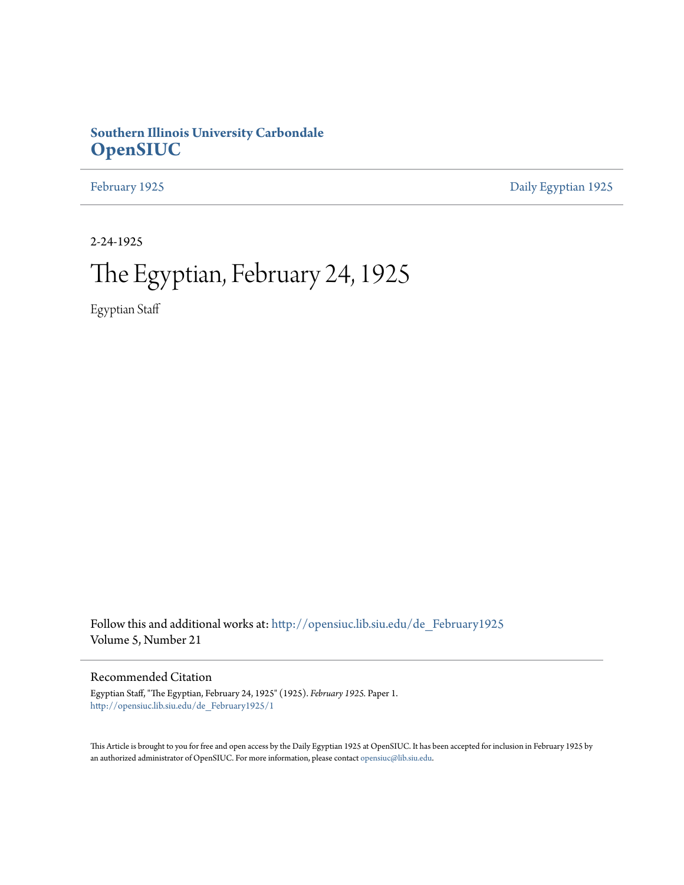**Southern Illinois University Carbondale**
**OpenSIUC**

February 1925 | Daily Egyptian 1925

2-24-1925

# The Egyptian, February 24, 1925

Egyptian Staff

Follow this and additional works at: http://opensiuc.lib.siu.edu/de_February1925
Volume 5, Number 21

## Recommended Citation

Egyptian Staff, "The Egyptian, February 24, 1925" (1925). *February 1925.* Paper 1.
http://opensiuc.lib.siu.edu/de_February1925/1

This Article is brought to you for free and open access by the Daily Egyptian 1925 at OpenSIUC. It has been accepted for inclusion in February 1925 by an authorized administrator of OpenSIUC. For more information, please contact opensiuc@lib.siu.edu.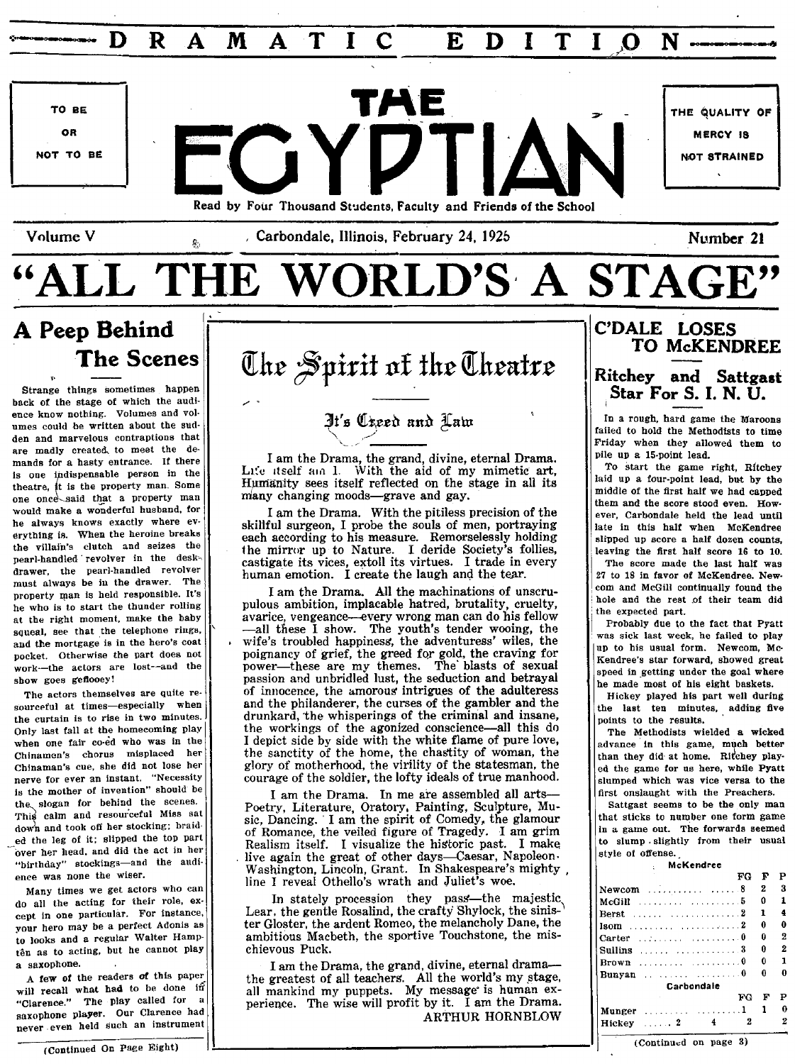DRAMATIC EDITION

TO BE OR NOT TO BE

# THE EGYPTIAN

THE QUALITY OF MERCY IS NOT STRAINED

Read by Four Thousand Students, Faculty and Friends of the School

Volume V — Carbondale, Illinois, February 24, 1925 — Number 21

# "ALL THE WORLD'S A STAGE"

## A Peep Behind The Scenes

Strange things sometimes happen back of the stage of which the audience know nothing. Volumes and volumes could be written about the sudden and marvelous contraptions that are madly created, to meet the demands for a hasty entrance. If there is one indispensable person in the theatre, it is the property man. Some one once said that a property man would make a wonderful husband, for he always knows exactly where everything is. When the heroine breaks the villain's clutch and seizes the pearl-handled revolver in the desk-drawer, the pearl-handled revolver must always be in the drawer. The property man is held responsible. It's he who is to start the thunder rolling at the right moment, make the baby squeal, see that the telephone rings, and the mortgage is in the hero's coat pocket. Otherwise the part does not work—the actors are lost—and the show goes gefiooey!

The actors themselves are quite resourceful at times—especially when the curtain is to rise in two minutes. Only last fall at the homecoming play when one fair co-ed who was in the Chinamen's chorus misplaced her Chinaman's cue, she did not lose her nerve for ever an instant. "Necessity is the mother of invention" should be the slogan for behind the scenes. This calm and resourceful Miss sat down and took off her stocking; braided the leg of it; slipped the top part over her head, and did the act in her "birthday" stockings—and the audience was none the wiser.

Many times we get actors who can do all the acting for their role, except in one particular. For instance, your hero may be a perfect Adonis as to looks and a regular Walter Hamptên as to acting, but he cannot play a saxophone.

A few of the readers of this paper will recall what had to be done in "Clarence." The play called for a saxophone player. Our Clarence had never even held such an instrument

(Continued On Page Eight)

## The Spirit of the Theatre

### It's Creed and Law

I am the Drama, the grand, divine, eternal Drama. Life itself am I. With the aid of my mimetic art, Humanity sees itself reflected on the stage in all its many changing moods—grave and gay.

I am the Drama. With the pitiless precision of the skillful surgeon, I probe the souls of men, portraying each according to his measure. Remorselessly holding the mirror up to Nature. I deride Society's follies, castigate its vices, extoll its virtues. I trade in every human emotion. I create the laugh and the tear.

I am the Drama. All the machinations of unscrupulous ambition, implacable hatred, brutality, cruelty, avarice, vengeance—every wrong man can do his fellow—all these I show. The youth's tender wooing, the wife's troubled happiness, the adventuress' wiles, the poignancy of grief, the greed for gold, the craving for power—these are my themes. The blasts of sexual passion and unbridled lust, the seduction and betrayal of innocence, the amorous intrigues of the adulteress and the philanderer, the curses of the gambler and the drunkard, the whisperings of the criminal and insane, the workings of the agonized conscience—all this do I depict side by side with the white flame of pure love, the sanctity of the home, the chastity of woman, the glory of motherhood, the virility of the statesman, the courage of the soldier, the lofty ideals of true manhood.

I am the Drama. In me are assembled all arts—Poetry, Literature, Oratory, Painting, Sculpture, Music, Dancing. I am the spirit of Comedy, the glamour of Romance, the veiled figure of Tragedy. I am grim Realism itself. I visualize the historic past. I make live again the great of other days—Caesar, Napoleon, Washington, Lincoln, Grant. In Shakespeare's mighty line I reveal Othello's wrath and Juliet's woe.

In stately procession they pass—the majestic Lear, the gentle Rosalind, the crafty Shylock, the sinister Gloster, the ardent Romeo, the melancholy Dane, the ambitious Macbeth, the sportive Touchstone, the mischievous Puck.

I am the Drama, the grand, divine, eternal drama—the greatest of all teachers. All the world's my stage, all mankind my puppets. My message is human experience. The wise will profit by it. I am the Drama.

ARTHUR HORNBLOW

## C'DALE LOSES TO McKENDREE

### Ritchey and Sattgast Star For S. I. N. U.

In a rough, hard game the Maroons failed to hold the Methodists to time Friday when they allowed them to pile up a 15-point lead.

To start the game right, Ritchey laid up a four-point lead, but by the middle of the first half we had capped them and the score stood even. However, Carbondale held the lead until late in this half when McKendree slipped up score a half dozen counts, leaving the first half score 16 to 10.

The score made the last half was 27 to 18 in favor of McKendree. Newcom and McGill continually found the hole and the rest of their team did the expected part.

Probably due to the fact that Pyatt was sick last week, he failed to play up to his usual form. Newcom, McKendree's star forward, showed great speed in getting under the goal where he made most of his eight baskets.

Hickey played his part well during the last ten minutes, adding five points to the results.

The Methodists wielded a wicked advance in this game, much better than they did at home. Ritchey played the game for us here, while Pyatt slumped which was vice versa to the first onslaught with the Preachers.

Sattgast seems to be the only man that sticks to number one form game in a game out. The forwards seemed to slump slightly from their usual style of offense.

| McKendree | FG | F | P |
|---|---|---|---|
| Newcom | 8 | 2 | 3 |
| McGill | 5 | 0 | 1 |
| Berst | 2 | 1 | 4 |
| Isom | 2 | 0 | 0 |
| Carter | 0 | 0 | 2 |
| Sullins | 3 | 0 | 2 |
| Brown | 0 | 0 | 1 |
| Bunyan | 0 | 0 | 0 |
| **Carbondale** | **FG** | **F** | **P** |
| Munger | 1 | 1 | 0 |
| Hickey | 2 | 4 2 | 2 |

(Continued on page 3)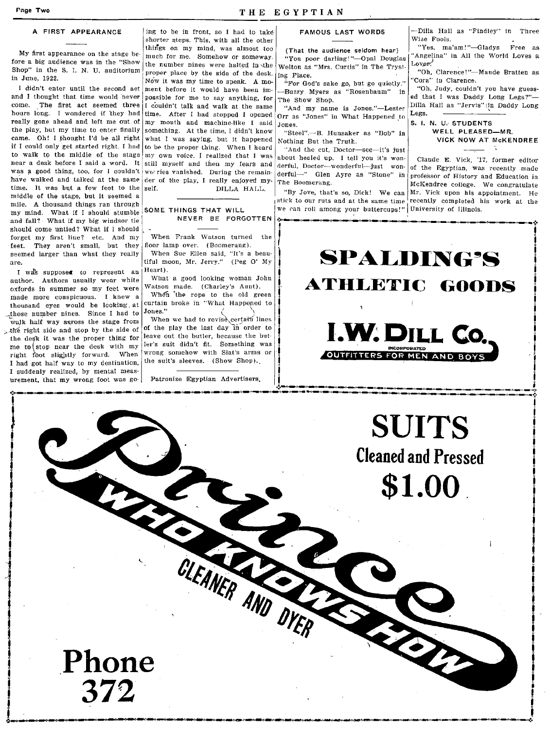## A FIRST APPEARANCE

My first appearance on the stage before a big audience was in the "Show Shop" in the S. I. N. U. auditorium in June, 1922.

I didn't enter until the second act and I thought that time would never come. The first act seemed three hours long. I wondered if they had really gone ahead and left me out of the play, but my time to enter finally came. Oh! I thought I'd be all right if I could only get started right. I had to walk to the middle of the stage near a desk before I said a word. It was a good thing, too, for I couldn't have walked and talked at the same time. It was but a few feet to the middle of the stage, but it seemed a mile. A thousand things ran through my mind. What if I should stumble and fall? What if my big windsor tie should come untied? What if I should forget my first line? etc. And my feet. They aren't small, but they seemed larger than what they really are.

I was supposed to represent an author. Authors usually wear white oxfords in summer so my feet were made more conspicuous. I knew a thousand eyes would be looking at those number nines. Since I had to walk half way across the stage from the right side and stop by the side of the desk it was the proper thing for me to stop near the desk with my right foot slightly forward. When I had got half way to my destination, I suddenly realized, by mental measurement, that my wrong foot was going to be in front, so I had to take shorter steps. This, with all the other things on my mind, was almost too much for me. Somehow or someway, the number nines were halted in the proper place by the side of the desk. Now it was my time to speak. A moment before it would have been impossible for me to say anything, for I couldn't talk and walk at the same time. After I had stopped I opened my mouth and machine-like I said something. At the time, I didn't know what I was saying, but it happened to be the proper thing. When I heard my own voice, I realized that I was still myself and then my fears and worries vanished. During the remainder of the play, I really enjoyed myself.

DILLA HALL.

## SOME THINGS THAT WILL NEVER BE FORGOTTEN

When Frank Watson turned the floor lamp over. (Boomerang).

When Sue Ellen said, "It's a beautiful moon, Mr. Jerry." (Peg O' My Heart).

What a good looking woman John Watson made. (Charley's Aunt).

When the rope to the old green curtain broke in "What Happened to Jones."

When we had to revise certain lines of the play the last day in order to leave out the butler, because the butler's suit didn't fit. Something was wrong somehow with Slat's arms or the suit's sleeves. (Show Shop).

Patronize Egyptian Advertisers.

## FAMOUS LAST WORDS

(That the audience seldom hear)

"You poor darling!"—Opal Douglas Welton as "Mrs. Curtis" in The Trysting Place.

"For God's sake go, but go quietly." —Buzzy Myers as "Rosenbaum" in The Show Shop.

"And my name is Jones."—Lester Orr as "Jones" in What Happened to Jones.

"Steel".—B. Hunsaker as "Bob" in Nothing But the Truth.

"And the cut, Doctor—see—it's just about healed up. I tell you it's wonderful, Doctor—wonderful—just wonderful—" Glen Ayre as "Stone" in The Boomerang.

"By Jove, that's so, Dick! We can stick to our ruts and at the same time we can roll among your buttercups!" —Dilla Hall as "Findley" in Three Wise Fools.

"Yes, ma'am!"—Gladys Free as "Angelina" in All the World Loves a Lover.

"Oh, Clarence!"—Maude Bratten as "Cora" in Clarence.

"Oh, Judy, couldn't you have guessed that I was Daddy Long Legs?"—Dilla Hall as "Jervis" in Daddy Long Legs.

## S. I. N. U. STUDENTS WELL PLEASED—MR. VICK NOW AT McKENDREE

Claude E. Vick, '17, former editor of the Egyptian, was recently made professor of History and Education in McKendree college. We congratulate Mr. Vick upon his appointment. He recently completed his work at the University of Illinois.

---

**SPALDING'S ATHLETIC GOODS**

**I. W. DILL Co.**
INCORPORATED
OUTFITTERS FOR MEN AND BOYS

---

**Prince**
**WHO KNOWS HOW**
CLEANER AND DYER

**SUITS**
**Cleaned and Pressed**
**$1.00**

**Phone 372**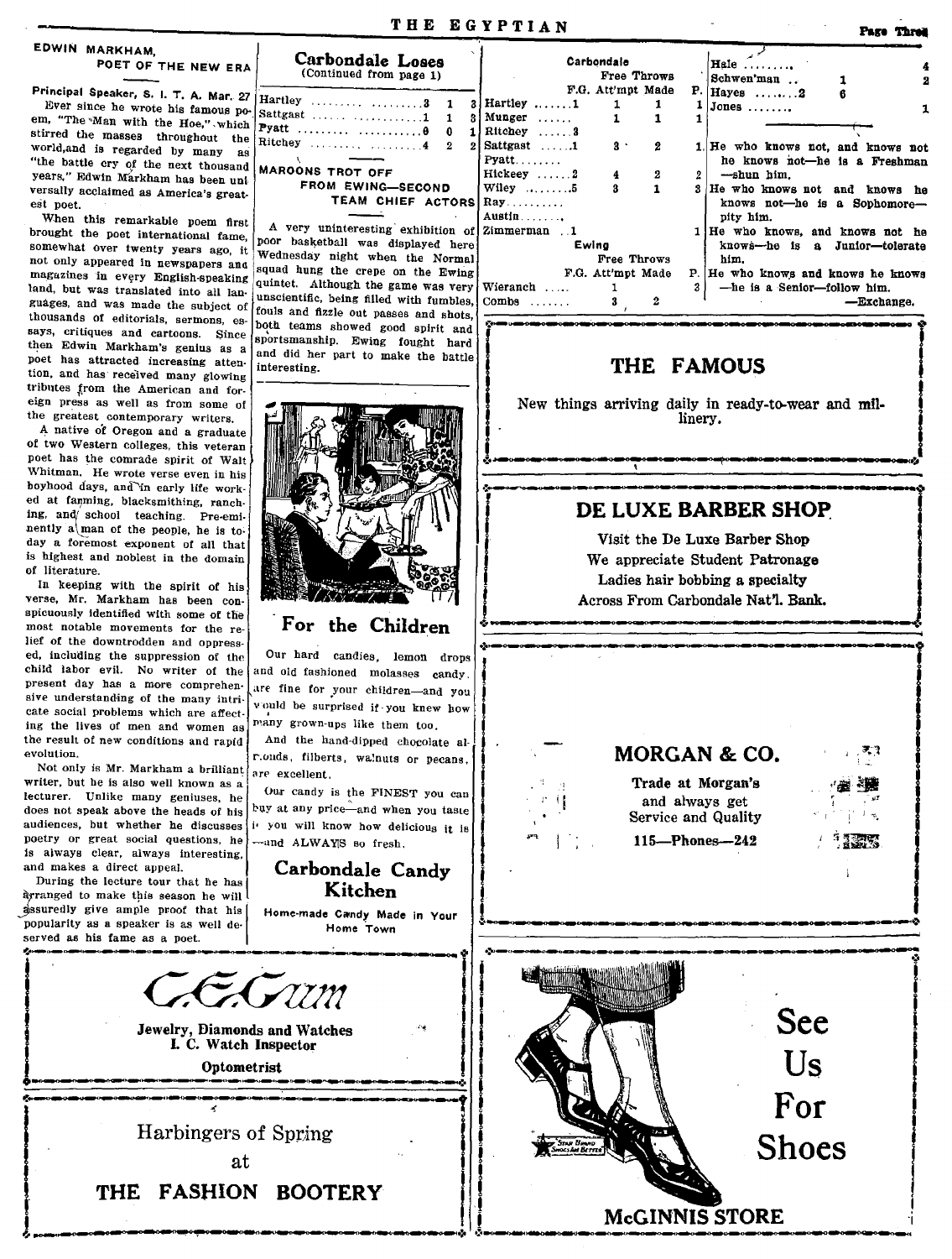## EDWIN MARKHAM, POET OF THE NEW ERA

**Principal Speaker, S. I. T. A. Mar. 27**

Ever since he wrote his famous poem, "The Man with the Hoe," which stirred the masses throughout the world, and is regarded by many as "the battle cry of the next thousand years," Edwin Markham has been universally acclaimed as America's greatest poet.

When this remarkable poem first brought the poet international fame, somewhat over twenty years ago, it not only appeared in newspapers and magazines in every English-speaking land, but was translated into all languages, and was made the subject of thousands of editorials, sermons, essays, critiques and cartoons. Since then Edwin Markham's genius as a poet has attracted increasing attention, and has received many glowing tributes from the American and foreign press as well as from some of the greatest contemporary writers.

A native of Oregon and a graduate of two Western colleges, this veteran poet has the comrade spirit of Walt Whitman. He wrote verse even in his boyhood days, and in early life worked at farming, blacksmithing, ranching, and school teaching. Pre-eminently a man of the people, he is today a foremost exponent of all that is highest and noblest in the domain of literature.

In keeping with the spirit of his verse, Mr. Markham has been conspicuously identified with some of the most notable movements for the relief of the downtrodden and oppressed, including the suppression of the child labor evil. No writer of the present day has a more comprehensive understanding of the many intricate social problems which are affecting the lives of men and women as the result of new conditions and rapid evolution.

Not only is Mr. Markham a brilliant writer, but he is also well known as a lecturer. Unlike many geniuses, he does not speak above the heads of his audiences, but whether he discusses poetry or great social questions, he is always clear, always interesting, and makes a direct appeal.

During the lecture tour that he has arranged to make this season he will assuredly give ample proof that his popularity as a speaker is as well deserved as his fame as a poet.

## Carbondale Loses

(Continued from page 1)

| | | | |
|---|---|---|---|
| Hartley | 3 | 1 | 3 |
| Sattgast | 1 | 1 | 3 |
| Pyatt | 0 | 0 | 1 |
| Ritchey | 4 | 2 | 2 |

## MAROONS TROT OFF FROM EWING—SECOND TEAM CHIEF ACTORS

A very uninteresting exhibition of poor basketball was displayed here Wednesday night when the Normal squad hung the crepe on the Ewing quintet. Although the game was very unscientific, being filled with fumbles, fouls and fizzle out passes and shots, both teams showed good spirit and sportsmanship. Ewing fought hard and did her part to make the battle interesting.

**Carbondale**

| | F.G. | Free Throws Att'mpt | Made | P. |
|---|---|---|---|---|
| Hartley | 1 | 1 | 1 | 1 |
| Munger | | 1 | 1 | 1 |
| Ritchey | 3 | | | |
| Sattgast | 1 | 3 | 2 | 1 |
| Pyatt | | | | |
| Hickeey | 2 | 4 | 2 | 2 |
| Wiley | 5 | 3 | 1 | 3 |
| Ray | | | | |
| Austin | | | | |
| Zimmerman | 1 | | | 1 |

**Ewing**

| | F.G. | Free Throws Att'mpt | Made | P. |
|---|---|---|---|---|
| Wieranch | | 1 | | 3 |
| Combs | | 3 | 2 | |
| Hale | | | | 4 |
| Schwen'man | | 1 | | 2 |
| Hayes | 2 | 6 | | |
| Jones | | | | 1 |

He who knows not, and knows not he knows not—he is a Freshman—shun him.
He who knows not and knows he knows not—he is a Sophomore—pity him.
He who knows, and knows not he knows—he is a Junior—tolerate him.
He who knows and knows he knows—he is a Senior—follow him.

—Exchange.

---

## For the Children

Our hard candies, lemon drops and old fashioned molasses candy, are fine for your children—and you would be surprised if you knew how many grown-ups like them too.

And the hand-dipped chocolate almonds, filberts, walnuts or pecans, are excellent.

Our candy is the FINEST you can buy at any price—and when you taste it you will know how delicious it is —and ALWAYS so fresh.

### Carbondale Candy Kitchen

Home-made Candy Made in Your Home Town

---

## THE FAMOUS

New things arriving daily in ready-to-wear and millinery.

---

## DE LUXE BARBER SHOP

Visit the De Luxe Barber Shop
We appreciate Student Patronage
Ladies hair bobbing a specialty
Across From Carbondale Nat'l. Bank.

---

## MORGAN & CO.

Trade at Morgan's
and always get
Service and Quality
115—Phones—242

---

*C. E. Gum*

**Jewelry, Diamonds and Watches**
**I. C. Watch Inspector**
**Optometrist**

---

Harbingers of Spring
at
**THE FASHION BOOTERY**

---

Star Brand Shoes Are Better

# See Us For Shoes

**McGINNIS STORE**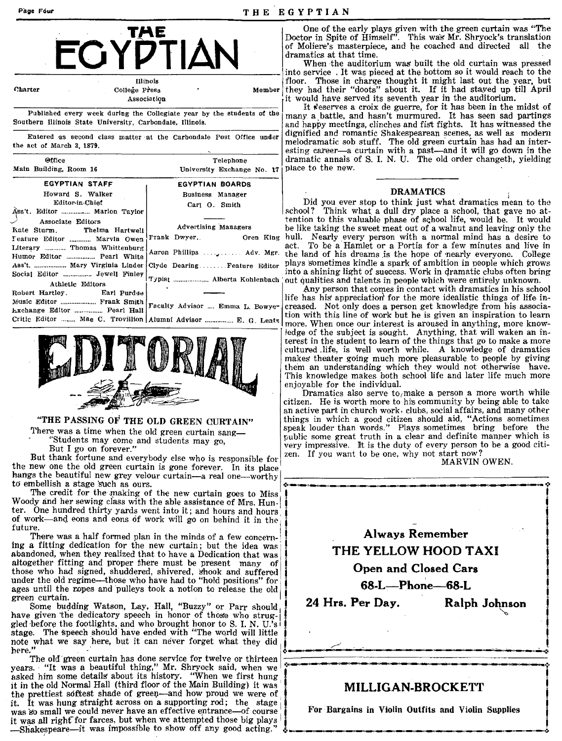# THE EGYPTIAN

| Charter | Illinois College Press Association | Member |
|---|---|---|

Published every week during the Collegiate year by the students of the Southern Illinois State University, Carbondale, Illinois.

Entered as second class matter at the Carbondale Post Office under the act of March 3, 1879.

| Office | Telephone |
|---|---|
| Main Building, Room 16 | University Exchange No. 17 |

**EGYPTIAN STAFF**

Howard S. Walker
Editor-in-Chief

Ass't. Editor .............. Marion Taylor

Associate Editors
Kate Sturm. Thelma Hartwell

Feature Editor ........... Marvin Owen
Literary ........... Thomas Whittenburg
Humor Editor ............... Pearl White
Ass't. ................. Mary Virginia Linder
Social Editor ............... Jewell Finley

Athletic Editors
Robert Hartley. Earl Purdue

Music Editor .................... Frank Smith
Exchange Editor ................ Pearl Hall
Critic Editor ........ Mae C. Trovillion

**EGYPTIAN BOARDS**

Business Manager
Carl O. Smith

Advertising Managers
Frank Dwyer. Oren King
Aaron Phillips ............ Adv. Mgr.
Clyde Dearing........ Feature Editor
Typist .................. Alberta Kohlenbach

Faculty Advisor .... Emma L. Bowyer
Alumni Advisor ............... E. G. Lentz

# EDITORIAL

## "THE PASSING OF THE OLD GREEN CURTAIN"

There was a time when the old green curtain sang—
"Students may come and students may go,
But I go on forever."

But thank fortune and everybody else who is responsible for the new one the old green curtain is gone forever. In its place hangs the beautiful new grey velour curtain—a real one—worthy to embellish a stage such as ours.

The credit for the making of the new curtain goes to Miss Woody and her sewing class with the able assistance of Mrs. Hunter. One hundred thirty yards went into it; and hours and hours of work—and eons and eons of work will go on behind it in the future.

There was a half formed plan in the minds of a few concerning a fitting dedication for the new curtain; but the idea was abandoned, when they realized that to have a Dedication that was altogether fitting and proper there must be present many of those who had signed, shuddered, shivered, shook and suffered under the old regime—those who have had to "hold positions" for ages until the ropes and pulleys took a notion to release the old green curtain.

Some budding Watson, Lay, Hall, "Buzzy" or Parr should have given the dedicatory speech in honor of those who struggled before the footlights, and who brought honor to S. I. N. U.'s stage. The speech should have ended with "The world will little note what we say here, but it can never forget what they did here."

The old green curtain has done service for twelve or thirteen years. "It was a beautiful thing," Mr. Shryock said, when we asked him some details about its history. "When we first hung it in the old Normal Hall (third floor of the Main Building) it was the prettiest softest shade of green—and how proud we were of it. It was hung straight across on a supporting rod; the stage was so small we could never have an effective entrance—of course it was all right for farces, but when we attempted those big plays—Shakespeare—it was impossible to show off any good acting."

One of the early plays given with the green curtain was "The Doctor in Spite of Himself". This was Mr. Shryock's translation of Moliere's masterpiece, and he coached and directed all the dramatics at that time.

When the auditorium was built the old curtain was pressed into service . It was pieced at the bottom so it would reach to the floor. Those in charge thought it might last out the year, but they had their "doots" about it. If it had stayed up till April it would have served its seventh year in the auditorium.

It deserves a croix de guerre, for it has been in the midst of many a battle, and hasn't murmured. It has seen sad partings and happy meetings, clinches and fist fights. It has witnessed the dignified and romantic Shakespearean scenes, as well as modern melodramatic sob stuff. The old green curtain has had an interesting career—a curtain with a past—and it will go down in the dramatic annals of S. I. N. U. The old order changeth, yielding place to the new.

## DRAMATICS

Did you ever stop to think just what dramatics mean to the school? Think what a dull dry place a school, that gave no attention to this valuable phase of school life, would be. It would be like taking the sweet meat out of a walnut and leaving only the hull. Nearly every person with a normal mind has a desire to act. To be a Hamlet or a Portia for a few minutes and live in the land of his dreams is the hope of nearly everyone. College plays sometimes kindle a spark of ambition in people which grows into a shining light of success. Work in dramatic clubs often bring out qualities and talents in people which were entirely unknown.

Any person that comes in contact with dramatics in his school life has his appreciation for the more idealistic things of life increased. Not only does a person get knowledge from his association with this line of work but he is given an inspiration to learn more. When once our interest is aroused in anything, more knowledge of the subject is sought. Anything, that will waken an interest in the student to learn of the things that go to make a more cultured life, is well worth while. A knowledge of dramatics makes theater going much more pleasurable to people by giving them an understanding which they would not otherwise have. This knowledge makes both school life and later life much more enjoyable for the individual.

Dramatics also serve to make a person a more worth while citizen. He is worth more to his community by being able to take an active part in church work, clubs, social affairs, and many other things in which a good citizen should aid, "Actions sometimes speak louder than words." Plays sometimes bring before the public some great truth in a clear and definite manner which is very impressive. It is the duty of every person to be a good citizen. If you want to be one, why not start now?

MARVIN OWEN.

---

**Always Remember**

**THE YELLOW HOOD TAXI**

**Open and Closed Cars**

**68-L—Phone—68-L**

**24 Hrs. Per Day. Ralph Johnson**

---

**MILLIGAN-BROCKETT**

**For Bargains in Violin Outfits and Violin Supplies**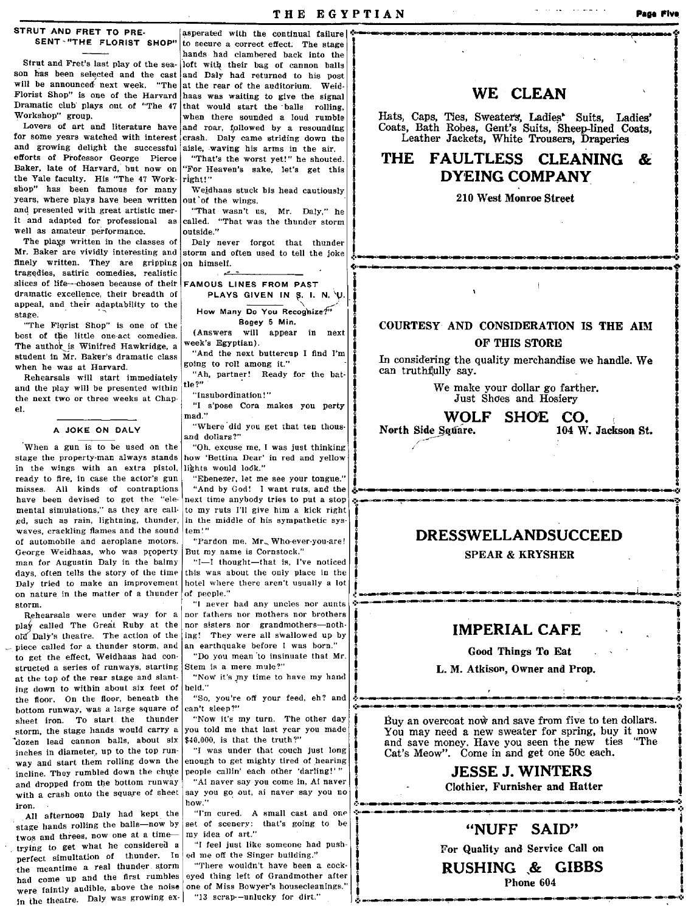## STRUT AND FRET TO PRESENT "THE FLORIST SHOP"

Strut and Fret's last play of the season has been selected and the cast will be announced next week. "The Florist Shop" is one of the Harvard Dramatic club plays out of "The 47 Workshop" group.

Lovers of art and literature have for some years watched with interest and growing delight the successful efforts of Professor George Pierce Baker, late of Harvard, but now on the Yale faculty. His "The 47 Workshop" has been famous for many years, where plays have been written and presented with great artistic merit and adapted for professional as well as amateur performance.

The plays written in the classes of Mr. Baker are vividly interesting and finely written. They are gripping tragedies, satiric comedies, realistic slices of life—chosen because of their dramatic excellence, their breadth of appeal, and their adaptability to the stage.

"The Florist Shop" is one of the best of the little one-act comedies. The author is Winifred Hawkridge, a student in Mr. Baker's dramatic class when he was at Harvard.

Rehearsals will start immediately and the play will be presented within the next two or three weeks at Chapel.

## A JOKE ON DALY

When a gun is to be used on the stage the property-man always stands in the wings with an extra pistol, ready to fire, in case the actor's gun misses. All kinds of contraptions have been devised to get the "elemental simulations," as they are called, such as rain, lightning, thunder, waves, crackling flames and the sound of automobile and aeroplane motors. George Weidhaas, who was property man for Augustin Daly in the balmy days, often tells the story of the time Daly tried to make an improvement on nature in the matter of a thunder storm.

Rehearsals were under way for a play called The Great Ruby at the old Daly's theatre. The action of the piece called for a thunder storm, and to get the effect, Weidhaas had constructed a series of runways, starting at the top of the rear stage and slanting down to within about six feet of the floor. On the floor, beneath the bottom runway, was a large square of sheet iron. To start the thunder storm, the stage hands would carry a dozen lead cannon balls, about six inches in diameter, up to the top runway and start them rolling down the incline. They rumbled down the chute and dropped from the bottom runway with a crash onto the square of sheet iron.

All afternoon Daly had kept the stage hands rolling the balls—now by twos and threes, now one at a time—trying to get what he considered a perfect simultation of thunder. In the meantime a real thunder storm had come up and the first rumbles were faintly audible, above the noise in the theatre. Daly was growing exasperated with the continual failure to secure a correct effect. The stage hands had clambered back into the loft with their bag of cannon balls and Daly had returned to his post at the rear of the auditorium. Weidhaas was waiting to give the signal that would start the balls rolling, when there sounded a loud rumble and roar, followed by a resounding crash. Daly came striding down the aisle, waving his arms in the air.

"That's the worst yet!" he shouted. "For Heaven's sake, let's get this right!"

Weidhaas stuck his head cautiously out of the wings.

"That wasn't us, Mr. Daly," he called. "That was the thunder storm outside."

Daly never forgot that thunder storm and often used to tell the joke on himself.

## FAMOUS LINES FROM PAST PLAYS GIVEN IN S. I. N. U.

**How Many Do You Recognize?**
**Bogey 5 Min.**

(Answers will appear in next week's Egyptian).

"And the next buttercup I find I'm going to roll among it."

"Ah, partner! Ready for the battle?"

"Insubordination!"

"I s'pose Cora makes you perty mad."

"Where did you get that ten thousand dollars?"

"Oh, excuse me, I was just thinking how 'Bettina Dear' in red and yellow lights would look."

"Ebenezer, let me see your tongue."

"And by God! I want ruts, and the next time anybody tries to put a stop to my ruts I'll give him a kick right in the middle of his sympathetic system!"

"Pardon me, Mr. Who-ever-you-are! But my name is Cornstock."

"I—I thought—that is, I've noticed this was about the only place in the hotel where there aren't usually a lot of people."

"I never had any uncles nor aunts nor fathers nor mothers nor brothers nor sisters nor grandmothers—nothing! They were all swallowed up by an earthquake before I was born."

"Do you mean to insinuate that Mr. Stem is a mere mule?"

"Now it's my time to have my hand held."

"So, you're off your feed, eh? and can't sleep?"

"Now it's my turn. The other day you told me that last year you made $40,000, is that the truth?"

"I was under that couch just long enough to get mighty tired of hearing people callin' each other 'darling!'"

"Ai naver say you come in, Ai naver say you go out, ai naver say you no how."

"I'm cured. A small cast and one set of scenery: that's going to be my idea of art."

"I feel just like someone had pushed me off the Singer building."

"There wouldn't have been a cockeyed thing left of Grandmother after one of Miss Bowyer's housecleanings."

"13 scrap—unlucky for dirt."

---

**WE CLEAN**

Hats, Caps, Ties, Sweaters, Ladies' Suits, Ladies' Coats, Bath Robes, Gent's Suits, Sheep-lined Coats, Leather Jackets, White Trousers, Draperies

**THE FAULTLESS CLEANING & DYEING COMPANY**

210 West Monroe Street

---

**COURTESY AND CONSIDERATION IS THE AIM OF THIS STORE**

In considering the quality merchandise we handle. We can truthfully say.

We make your dollar go farther.
Just Shoes and Hosiery

**WOLF SHOE CO.**

North Side Square. 104 W. Jackson St.

---

**DRESSWELLANDSUCCEED**

SPEAR & KRYSHER

---

**IMPERIAL CAFE**

Good Things To Eat

L. M. Atkison, Owner and Prop.

---

Buy an overcoat now and save from five to ten dollars. You may need a new sweater for spring, buy it now and save money. Have you seen the new ties "The Cat's Meow". Come in and get one 50c each.

**JESSE J. WINTERS**

Clothier, Furnisher and Hatter

---

**"NUFF SAID"**

For Quality and Service Call on

**RUSHING & GIBBS**

Phone 604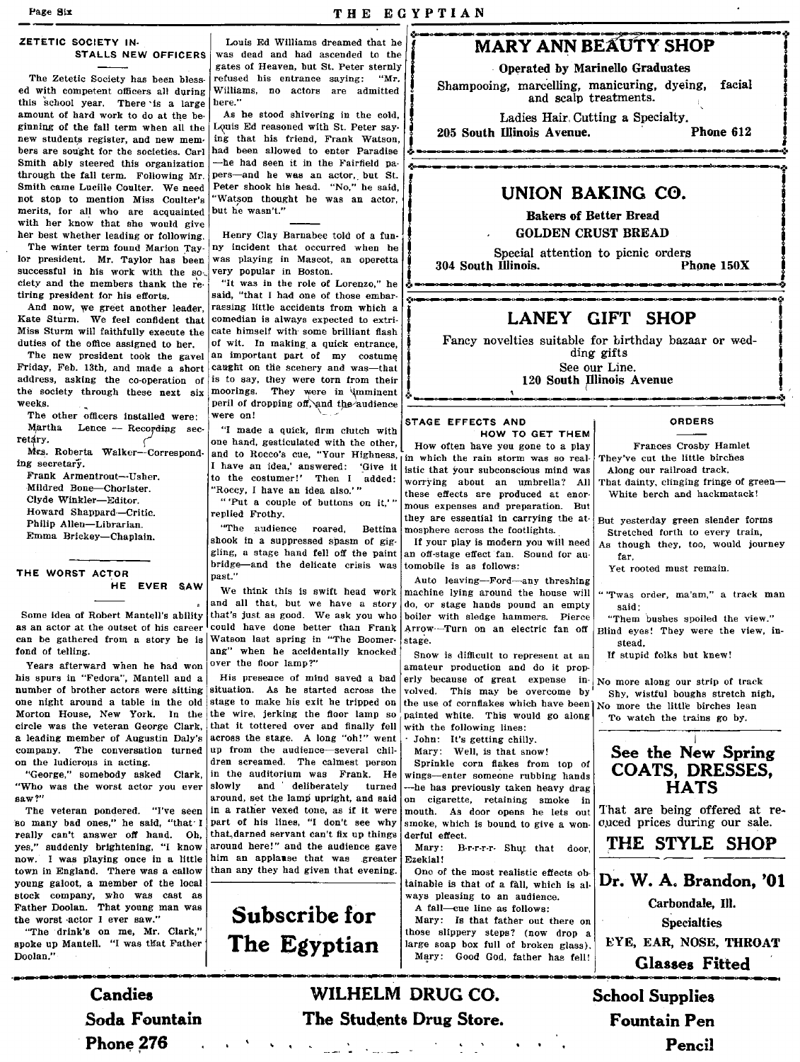## ZETETIC SOCIETY INSTALLS NEW OFFICERS

The Zetetic Society has been blessed with competent officers all during this school year. There is a large amount of hard work to do at the beginning of the fall term when all the new students register, and new members are sought for the societies. Carl Smith ably steered this organization through the fall term. Following Mr. Smith came Lucille Coulter. We need not stop to mention Miss Coulter's merits, for all who are acquainted with her know that she would give her best whether leading or following.

The winter term found Marion Taylor president. Mr. Taylor has been successful in his work with the society and the members thank the retiring president for his efforts.

And now, we greet another leader, Kate Sturm. We feel confident that Miss Sturm will faithfully execute the duties of the office assigned to her.

The new president took the gavel Friday, Feb. 13th, and made a short address, asking the co-operation of the society through these next six weeks.

The other officers installed were:

Martha Lence — Recording secretary.
Mrs. Roberta Walker—Corresponding secretary.
Frank Armentrout—Usher.
Mildred Bone—Chorister.
Clyde Winkler—Editor.
Howard Shappard—Critic.
Philip Allen—Librarian.
Emma Brickey—Chaplain.

## THE WORST ACTOR HE EVER SAW

Some idea of Robert Mantell's ability as an actor at the outset of his career can be gathered from a story he is fond of telling.

Years afterward when he had won his spurs in "Fedora", Mantell and a number of brother actors were sitting one night around a table in the old Morton House, New York. In the circle was the veteran George Clark, a leading member of Augustin Daly's company. The conversation turned on the ludicrous in acting.

"George," somebody asked Clark, "Who was the worst actor you ever saw?"

The veteran pondered. "I've seen so many bad ones," he said, "that I really can't answer off hand. Oh, yes," suddenly brightening, "I know now. I was playing once in a little town in England. There was a callow young galoot, a member of the local stock company, who was cast as Father Doolan. That young man was the worst actor I ever saw."

"The drink's on me, Mr. Clark," spoke up Mantell. "I was that Father Doolan."

Louis Ed Williams dreamed that he was dead and had ascended to the gates of Heaven, but St. Peter sternly refused his entrance saying: "Mr. Williams, no actors are admitted here."

As he stood shivering in the cold, Louis Ed reasoned with St. Peter saying that his friend, Frank Watson, had been allowed to enter Paradise—he had seen it in the Fairfield papers—and he was an actor, but St. Peter shook his head. "No," he said, "Watson thought he was an actor, but he wasn't."

Henry Clay Barnabee told of a funny incident that occurred when he was playing in Mascot, an operetta very popular in Boston.

"It was in the role of Lorenzo," he said, "that I had one of those embarrassing little accidents from which a comedian is always expected to extricate himself with some brilliant flash of wit. In making a quick entrance, an important part of my costume caught on the scenery and was—that is to say, they were torn from their moorings. They were in imminent peril of dropping off, and the audience were on!

"I made a quick, firm clutch with one hand, gesticulated with the other, and to Rocco's cue, "Your Highness, I have an idea,' answered: 'Give it to the costumer!' Then I added: "Roccy, I have an idea also.'"

"'Put a couple of buttons on it,'" replied Frothy.

"The audience roared, Bettina shook in a suppressed spasm of giggling, a stage hand fell off the paint bridge—and the delicate crisis was past."

We think this is swift head work and all that, but we have a story that's just as good. We ask you who could have done better than Frank Watson last spring in "The Boomerang" when he accidentally knocked over the floor lamp?"

His presence of mind saved a bad situation. As he started across the stage to make his exit he tripped on the wire, jerking the floor lamp so that it tottered over and finally fell across the stage. A long "oh!" went up from the audience—several children screamed. The calmest person in the auditorium was Frank. He slowly and deliberately turned around, set the lamp upright, and said in a rather vexed tone, as if it were part of his lines, "I don't see why that darned servant can't fix up things around here!" and the audience gave him an applause that was greater than any they had given that evening.

**Subscribe for The Egyptian**

**MARY ANN BEAUTY SHOP**

**Operated by Marinello Graduates**

Shampooing, marcelling, manicuring, dyeing, facial and scalp treatments.

Ladies Hair Cutting a Specialty.

**205 South Illinois Avenue. Phone 612**

**UNION BAKING CO.**

**Bakers of Better Bread**

**GOLDEN CRUST BREAD**

Special attention to picnic orders

**304 South Illinois. Phone 150X**

**LANEY GIFT SHOP**

Fancy novelties suitable for birthday bazaar or wedding gifts

See our Line.

**120 South Illinois Avenue**

## STAGE EFFECTS AND HOW TO GET THEM

How often have you gone to a play in which the rain storm was so realistic that your subconscious mind was worrying about an umbrella? All these effects are produced at enormous expenses and preparation. But they are essential in carrying the atmosphere across the footlights.

If your play is modern you will need an off-stage effect fan. Sound for automobile is as follows:

Auto leaving—Ford—any threshing machine lying around the house will do, or stage hands pound an empty boiler with sledge hammers. Pierce Arrow—Turn on an electric fan off stage.

Snow is difficult to represent at an amateur production and do it properly because of great expense involved. This may be overcome by the use of cornflakes which have been painted white. This would go along with the following lines:

John: It's getting chilly.
Mary: Well, is that snow!

Sprinkle corn flakes from top of wings—enter someone rubbing hands—he has previously taken heavy drag on cigarette, retaining smoke in mouth. As door opens he lets out smoke, which is bound to give a wonderful effect.

Mary: B-r-r-r-r- Shut that door, Ezekial!

One of the most realistic effects obtainable is that of a fall, which is always pleasing to an audience.

A fall—cue line as follows:

Mary: Is that father out there on those slippery steps? (now drop a large soap box full of broken glass).
Mary: Good God, father has fell!

## ORDERS

Frances Crosby Hamlet

They've cut the little birches
Along our railroad track,
That dainty, clinging fringe of green—
White berch and hackmatack!

But yesterday green slender forms
Stretched forth to every train,
As though they, too, would journey far,
Yet rooted must remain.

"'Twas order, ma'am," a track man said:
"Them bushes spoiled the view."
Blind eyes! They were the view, instead,
If stupid folks but knew!

No more along our strip of track
Shy, wistful boughs stretch nigh,
No more the little birches lean
To watch the trains go by.

**See the New Spring COATS, DRESSES, HATS**

That are being offered at reduced prices during our sale.

**THE STYLE SHOP**

**Dr. W. A. Brandon, '01**

**Carbondale, Ill.**

**Specialties**

**EYE, EAR, NOSE, THROAT**

**Glasses Fitted**

**Candies** | **WILHELM DRUG CO.** | **School Supplies**

**Soda Fountain** | **The Students Drug Store.** | **Fountain Pen**

**Phone 276** | | **Pencil**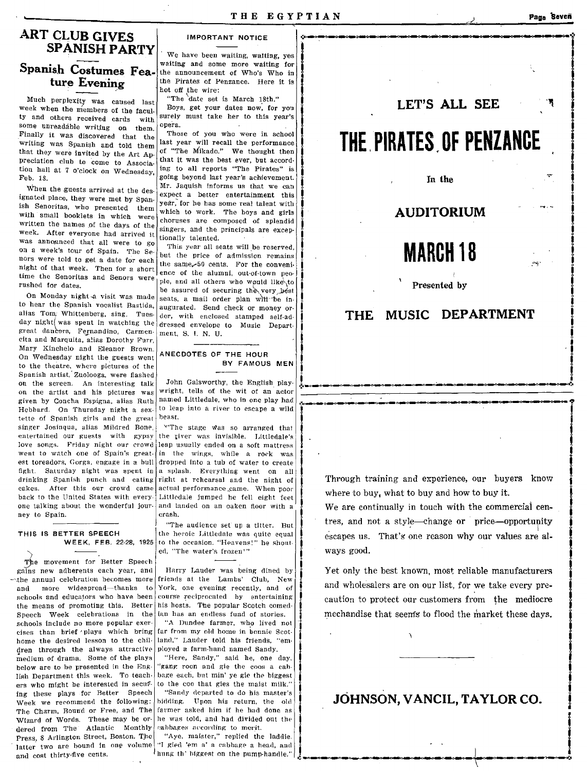## ART CLUB GIVES SPANISH PARTY

### Spanish Costumes Feature Evening

Much perplexity was caused last week when the members of the faculty and others received cards with some unreadable writing on them. Finally it was discovered that the writing was Spanish and told them that they were invited by the Art Appreciation club to come to Association hall at 7 o'clock on Wednesday, Feb. 18.

When the guests arrived at the designated place, they were met by Spanish Senoritas, who presented them with small booklets in which were written the names of the days of the week. After everyone had arrived it was announced that all were to go on a week's tour of Spain. The Senors were told to get a date for each night of that week. Then for a short time the Senoritas and Senors were rushed for dates.

On Monday night a visit was made to hear the Spanish vocalist Bastida, alias Tom Whittenberg, sing. Tuesday night was spent in watching the great dancers, Fernandino, Carmencita and Marquita, alias Dorothy Furr, Mary Kinchelo and Eleanor Brown. On Wednesday night the guests went to the theatre, where pictures of the Spanish artist, Zuolooga, were flashed on the screen. An interesting talk on the artist and his pictures was given by Concha Espigna, alias Ruth Hebbard. On Thursday night a sextette of Spanish girls and the great singer Josinqua, alias Mildred Bone, entertained our guests with gypsy love songs. Friday night our crowd went to watch one of Spain's greatest toreadors, Gorga, engage in a bull fight. Saturday night was spent in drinking Spanish punch and eating cakes. After this our crowd came back to the United States with everyone talking about the wonderful journey to Spain.

### THIS IS BETTER SPEECH WEEK, FEB. 22-28, 1925

The movement for Better Speech gains new adherents each year, and the annual celebration becomes more and more widespread—thanks to schools and educators who have been the means of promoting this. Better Speech Week celebrations in the schools include no more popular exercises than brief plays which bring home the desired lesson to the children through the always attractive medium of drama. Some of the plays below are to be presented in the English Department this week. To teachers who might be interested in securing these plays for Better Speech Week we recommend the following: The Charm, Bound or Free, and The Wizard of Words. These may be ordered from The Atlantic Monthly Press, 8 Arlington Street, Boston. The latter two are bound in one volume and cost thirty-five cents.

### IMPORTANT NOTICE

We have been waiting, waiting, yes waiting and some more waiting for the announcement of Who's Who in the Pirates of Penzance. Here it is hot off the wire:

"The date set is March 18th."

Boys, get your dates now, for you surely must take her to this year's opera.

Those of you who were in school last year will recall the performance of "The Mikado." We thought then that it was the best ever, but according to all reports "The Pirates" is going beyond last year's achievement. Mr. Jaquish informs us that we can expect a better entertainment this year, for he has some real talent with which to work. The boys and girls choruses are composed of splendid singers, and the principals are exceptionally talented.

This year all seats will be reserved, but the price of admission remains the same, 50 cents. For the convenience of the alumni, out-of-town people, and all others who would like to be assured of securing the very best seats, a mail order plan will be inaugurated. Send check or money order, with enclosed stamped self-addressed envelope to Music Department, S. I. N. U.

### ANECDOTES OF THE HOUR BY FAMOUS MEN

John Galsworthy, the English playwright, tells of the wit of an actor named Littledale, who in one play had to leap into a river to escape a wild beast.

"The stage was so arranged that the river was invisible. Littledale's leap usually ended on a soft mattress in the wings, while a rock was dropped into a tub of water to create a splash. Everything went on all right at rehearsal and the night of actual performance came. When poor Littledale jumped he fell eight feet and landed on an oaken floor with a crash.

"The audience set up a titter. But the heroic Littledale was quite equal to the occasion. "Heavens!" he shouted, "The water's frozen'"

---

Harry Lauder was being dined by friends at the Lambs' Club, New York, one evening recently, and of course reciprocated by entertaining his hosts. The popular Scotch comedian has an endless fund of stories.

"A Dundee farmer, who lived not far from my old home in bonnie Scotland," Lauder told his friends, "employed a farm-hand named Sandy.

"Here, Sandy," said he, one day, "gang roon and gie the coos a cabbage each, but min' ye gie the biggest to the coo that gies the maist milk."

"Sandy departed to do his master's bidding. Upon his return, the old farmer asked him if he had done as he was told, and had divided out the cabbages according to merit.

"Aye, maister," replied the laddie, "I gied 'em a' a cabbage a head, and hung th' biggest on the pump-handle."

---

**LET'S ALL SEE**

# THE PIRATES OF PENZANCE

In the

**AUDITORIUM**

# MARCH 18

Presented by

**THE MUSIC DEPARTMENT**

---

Through training and experience, our buyers know where to buy, what to buy and how to buy it.

We are continually in touch with the commercial centres, and not a style—change or price—opportunity escapes us. That's one reason why our values are always good.

Yet only the best known, most reliable manufacturers and wholesalers are on our list, for we take every precaution to protect our customers from the mediocre mechandise that seems to flood the market these days.

**JOHNSON, VANCIL, TAYLOR CO.**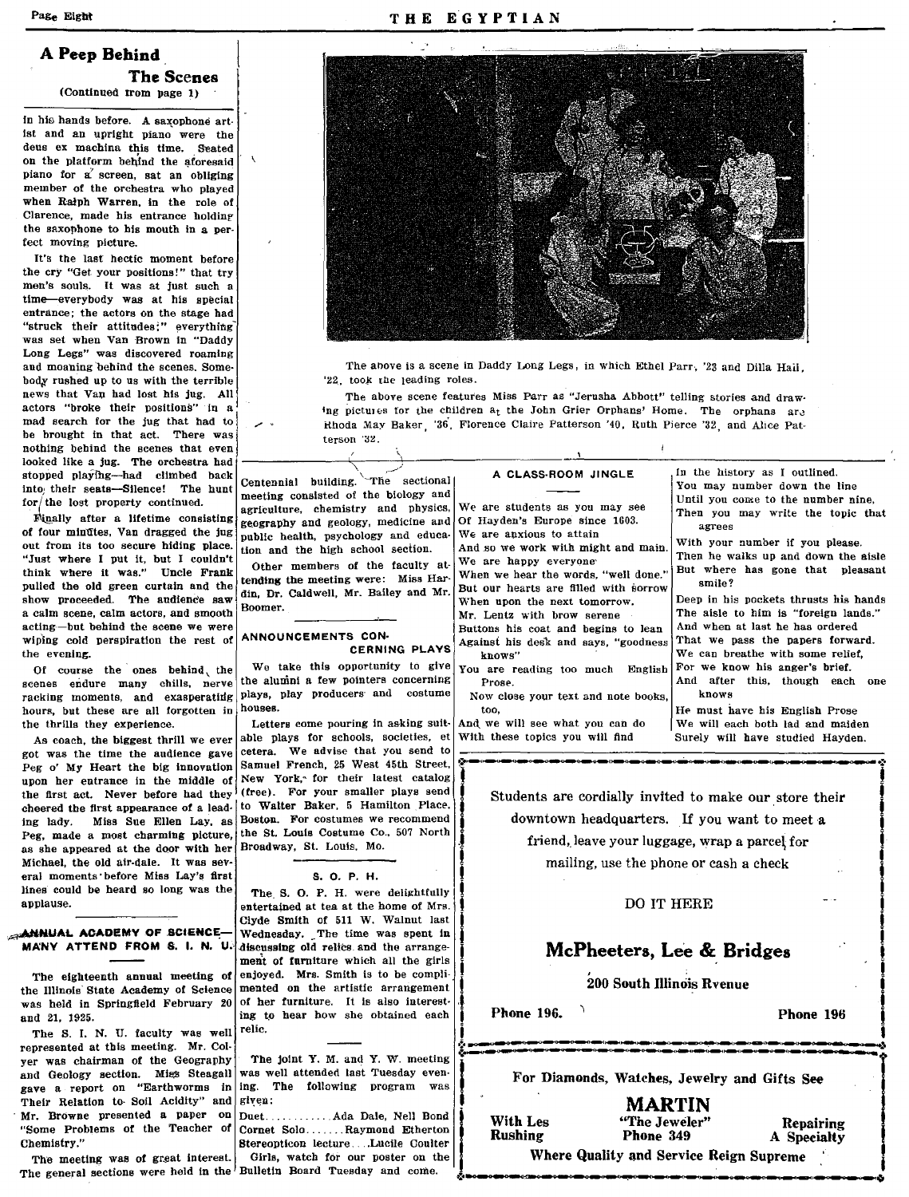## A Peep Behind The Scenes

(Continued from page 1)

in his hands before. A saxophone artist and an upright piano were the deus ex machina this time. Seated on the platform behind the aforesaid piano for a screen, sat an obliging member of the orchestra who played when Ralph Warren, in the role of Clarence, made his entrance holding the saxophone to his mouth in a perfect moving picture.

It's the last hectic moment before the cry "Get your positions!" that try men's souls. It was at just such a time—everybody was at his special entrance; the actors on the stage had "struck their attitudes;" everything was set when Van Brown in "Daddy Long Legs" was discovered roaming and moaning behind the scenes. Somebody rushed up to us with the terrible news that Van had lost his jug. All actors "broke their positions" in a mad search for the jug that had to be brought in that act. There was nothing behind the scenes that even looked like a jug. The orchestra had stopped playing—had climbed back into their seats—Silence! The hunt for the lost property continued.

Finally after a lifetime consisting of four minutes, Van dragged the jug out from its too secure hiding place. "Just where I put it, but I couldn't think where it was." Uncle Frank pulled the old green curtain and the show proceeded. The audience saw a calm scene, calm actors, and smooth acting—but behind the scene we were wiping cold perspiration the rest of the evening.

Of course the ones behind the scenes endure many chills, nerve racking moments, and exasperating hours, but these are all forgotten in the thrills they experience.

As coach, the biggest thrill we ever got was the time the audience gave Peg o' My Heart the big innovation upon her entrance in the middle of the first act. Never before had they cheered the first appearance of a leading lady. Miss Sue Ellen Lay, as Peg, made a most charming picture, as she appeared at the door with her Michael, the old air-dale. It was several moments before Miss Lay's first lines could be heard so long was the applause.

The above is a scene in Daddy Long Legs, in which Ethel Parr, '23 and Dilla Hail, '22, took the leading roles.

The above scene features Miss Parr as "Jerusha Abbott" telling stories and drawing pictures for the children at the John Grier Orphans' Home. The orphans are Rhoda May Baker, '36, Florence Claire Patterson '40, Ruth Pierce '32, and Alice Patterson '32.

### ANNUAL ACADEMY OF SCIENCE—MANY ATTEND FROM S. I. N. U.

The eighteenth annual meeting of the Illinois State Academy of Science was held in Springfield February 20 and 21, 1925.

The S. I. N. U. faculty was well represented at this meeting. Mr. Colyer was chairman of the Geography and Geology section. Miss Steagall gave a report on "Earthworms in Their Relation to Soil Acidity" and Mr. Browne presented a paper on "Some Problems of the Teacher of Chemistry."

The meeting was of great interest. The general sections were held in the Centennial building. The sectional meeting consisted of the biology and agriculture, chemistry and physics, geography and geology, medicine and public health, psychology and education and the high school section.

Other members of the faculty attending the meeting were: Miss Hardin, Dr. Caldwell, Mr. Bailey and Mr. Boomer.

### ANNOUNCEMENTS CONCERNING PLAYS

We take this opportunity to give the alumni a few pointers concerning plays, play producers and costume houses.

Letters come pouring in asking suitable plays for schools, societies, et cetera. We advise that you send to Samuel French, 25 West 45th Street, New York, for their latest catalog (free). For your smaller plays send to Walter Baker, 5 Hamilton Place, Boston. For costumes we recommend the St. Louis Costume Co., 507 North Broadway, St. Louis, Mo.

### S. O. P. H.

The S. O. P. H. were delightfully entertained at tea at the home of Mrs. Clyde Smith of 511 W. Walnut last Wednesday. The time was spent in discussing old relics and the arrangement of furniture which all the girls enjoyed. Mrs. Smith is to be complimented on the artistic arrangement of her furniture. It is also interesting to hear how she obtained each relic.

The joint Y. M. and Y. W. meeting was well attended last Tuesday evening. The following program was given:

Duet............Ada Dale, Nell Bond
Cornet Solo.......Raymond Etherton
Stereopticon lecture....Lucile Coulter

Girls, watch for our poster on the Bulletin Board Tuesday and come.

### A CLASS-ROOM JINGLE

We are students as you may see
Of Hayden's Europe since 1603.
We are anxious to attain
And so we work with might and main.
We are happy everyone
When we hear the words, "well done."
But our hearts are filled with sorrow
When upon the next tomorrow,
Mr. Lentz with brow serene
Buttons his coat and begins to lean
Against his desk and says, "goodness knows"
You are reading too much English Prose.
Now close your text and note books, too,
And we will see what you can do
With these topics you will find
In the history as I outlined.
You may number down the line
Until you come to the number nine,
Then you may write the topic that agrees
With your number if you please.
Then he walks up and down the aisle
But where has gone that pleasant smile?
Deep in his pockets thrusts his hands
The aisle to him is "foreign lands."
And when at last he has ordered
That we pass the papers forward.
We can breathe with some relief,
For we know his anger's brief.
And after this, though each one knows
He must have his English Prose
We will each both lad and maiden
Surely will have studied Hayden.

---

Students are cordially invited to make our store their downtown headquarters. If you want to meet a friend, leave your luggage, wrap a parcel for mailing, use the phone or cash a check

DO IT HERE

**McPheeters, Lee & Bridges**

**200 South Illinois Rvenue**

**Phone 196.** **Phone 196**

---

**For Diamonds, Watches, Jewelry and Gifts See**

**MARTIN**
**"The Jeweler"**
**Phone 349**

**With Les Rushing** **Repairing A Specialty**

**Where Quality and Service Reign Supreme**